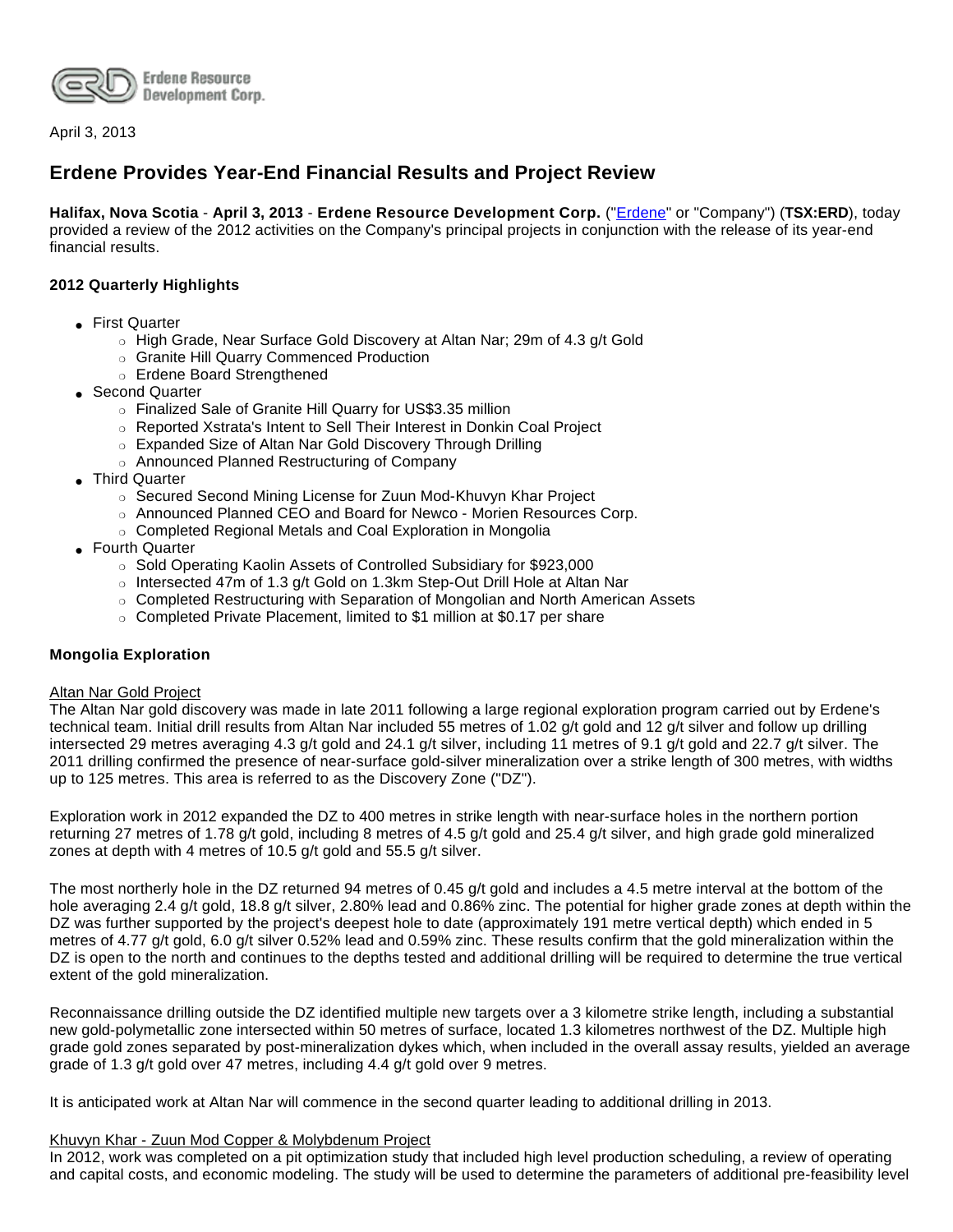Erdene Resource Development Corp.

April 3, 2013

# Erdene Provides Year-End Financial Results and Project Review

**Halifax, Nova Scotia** - **April 3, 2013** - **Erdene Resource Development Corp.** ("Erdene" or "Company") (**TSX:ERD**), today provided a review of the 2012 activities on the Company's principal projects in conjunction with the release of its year-end financial results.

### 2012 Quarterly Highlights

- First Quarter
  - High Grade, Near Surface Gold Discovery at Altan Nar; 29m of 4.3 g/t Gold
  - Granite Hill Quarry Commenced Production
  - Erdene Board Strengthened
- Second Quarter
  - Finalized Sale of Granite Hill Quarry for US$3.35 million
  - Reported Xstrata's Intent to Sell Their Interest in Donkin Coal Project
  - Expanded Size of Altan Nar Gold Discovery Through Drilling
  - Announced Planned Restructuring of Company
- Third Quarter
  - Secured Second Mining License for Zuun Mod-Khuvyn Khar Project
  - Announced Planned CEO and Board for Newco - Morien Resources Corp.
  - Completed Regional Metals and Coal Exploration in Mongolia
- Fourth Quarter
  - Sold Operating Kaolin Assets of Controlled Subsidiary for $923,000
  - Intersected 47m of 1.3 g/t Gold on 1.3km Step-Out Drill Hole at Altan Nar
  - Completed Restructuring with Separation of Mongolian and North American Assets
  - Completed Private Placement, limited to $1 million at $0.17 per share

### Mongolia Exploration

Altan Nar Gold Project

The Altan Nar gold discovery was made in late 2011 following a large regional exploration program carried out by Erdene's technical team. Initial drill results from Altan Nar included 55 metres of 1.02 g/t gold and 12 g/t silver and follow up drilling intersected 29 metres averaging 4.3 g/t gold and 24.1 g/t silver, including 11 metres of 9.1 g/t gold and 22.7 g/t silver. The 2011 drilling confirmed the presence of near-surface gold-silver mineralization over a strike length of 300 metres, with widths up to 125 metres. This area is referred to as the Discovery Zone ("DZ").

Exploration work in 2012 expanded the DZ to 400 metres in strike length with near-surface holes in the northern portion returning 27 metres of 1.78 g/t gold, including 8 metres of 4.5 g/t gold and 25.4 g/t silver, and high grade gold mineralized zones at depth with 4 metres of 10.5 g/t gold and 55.5 g/t silver.

The most northerly hole in the DZ returned 94 metres of 0.45 g/t gold and includes a 4.5 metre interval at the bottom of the hole averaging 2.4 g/t gold, 18.8 g/t silver, 2.80% lead and 0.86% zinc. The potential for higher grade zones at depth within the DZ was further supported by the project's deepest hole to date (approximately 191 metre vertical depth) which ended in 5 metres of 4.77 g/t gold, 6.0 g/t silver 0.52% lead and 0.59% zinc. These results confirm that the gold mineralization within the DZ is open to the north and continues to the depths tested and additional drilling will be required to determine the true vertical extent of the gold mineralization.

Reconnaissance drilling outside the DZ identified multiple new targets over a 3 kilometre strike length, including a substantial new gold-polymetallic zone intersected within 50 metres of surface, located 1.3 kilometres northwest of the DZ. Multiple high grade gold zones separated by post-mineralization dykes which, when included in the overall assay results, yielded an average grade of 1.3 g/t gold over 47 metres, including 4.4 g/t gold over 9 metres.

It is anticipated work at Altan Nar will commence in the second quarter leading to additional drilling in 2013.

Khuvyn Khar - Zuun Mod Copper & Molybdenum Project

In 2012, work was completed on a pit optimization study that included high level production scheduling, a review of operating and capital costs, and economic modeling. The study will be used to determine the parameters of additional pre-feasibility level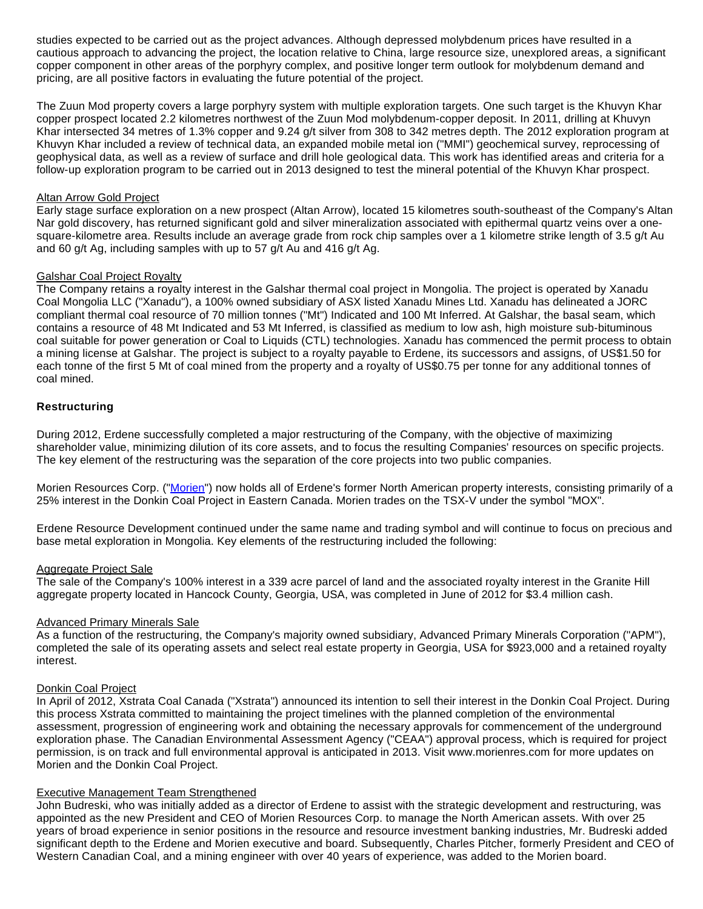studies expected to be carried out as the project advances. Although depressed molybdenum prices have resulted in a cautious approach to advancing the project, the location relative to China, large resource size, unexplored areas, a significant copper component in other areas of the porphyry complex, and positive longer term outlook for molybdenum demand and pricing, are all positive factors in evaluating the future potential of the project.

The Zuun Mod property covers a large porphyry system with multiple exploration targets. One such target is the Khuvyn Khar copper prospect located 2.2 kilometres northwest of the Zuun Mod molybdenum-copper deposit. In 2011, drilling at Khuvyn Khar intersected 34 metres of 1.3% copper and 9.24 g/t silver from 308 to 342 metres depth. The 2012 exploration program at Khuvyn Khar included a review of technical data, an expanded mobile metal ion ("MMI") geochemical survey, reprocessing of geophysical data, as well as a review of surface and drill hole geological data. This work has identified areas and criteria for a follow-up exploration program to be carried out in 2013 designed to test the mineral potential of the Khuvyn Khar prospect.

Altan Arrow Gold Project
Early stage surface exploration on a new prospect (Altan Arrow), located 15 kilometres south-southeast of the Company's Altan Nar gold discovery, has returned significant gold and silver mineralization associated with epithermal quartz veins over a one-square-kilometre area. Results include an average grade from rock chip samples over a 1 kilometre strike length of 3.5 g/t Au and 60 g/t Ag, including samples with up to 57 g/t Au and 416 g/t Ag.

Galshar Coal Project Royalty
The Company retains a royalty interest in the Galshar thermal coal project in Mongolia. The project is operated by Xanadu Coal Mongolia LLC ("Xanadu"), a 100% owned subsidiary of ASX listed Xanadu Mines Ltd. Xanadu has delineated a JORC compliant thermal coal resource of 70 million tonnes ("Mt") Indicated and 100 Mt Inferred. At Galshar, the basal seam, which contains a resource of 48 Mt Indicated and 53 Mt Inferred, is classified as medium to low ash, high moisture sub-bituminous coal suitable for power generation or Coal to Liquids (CTL) technologies. Xanadu has commenced the permit process to obtain a mining license at Galshar. The project is subject to a royalty payable to Erdene, its successors and assigns, of US$1.50 for each tonne of the first 5 Mt of coal mined from the property and a royalty of US$0.75 per tonne for any additional tonnes of coal mined.

**Restructuring**

During 2012, Erdene successfully completed a major restructuring of the Company, with the objective of maximizing shareholder value, minimizing dilution of its core assets, and to focus the resulting Companies' resources on specific projects. The key element of the restructuring was the separation of the core projects into two public companies.

Morien Resources Corp. ("Morien") now holds all of Erdene's former North American property interests, consisting primarily of a 25% interest in the Donkin Coal Project in Eastern Canada. Morien trades on the TSX-V under the symbol "MOX".

Erdene Resource Development continued under the same name and trading symbol and will continue to focus on precious and base metal exploration in Mongolia. Key elements of the restructuring included the following:

Aggregate Project Sale
The sale of the Company's 100% interest in a 339 acre parcel of land and the associated royalty interest in the Granite Hill aggregate property located in Hancock County, Georgia, USA, was completed in June of 2012 for $3.4 million cash.

Advanced Primary Minerals Sale
As a function of the restructuring, the Company's majority owned subsidiary, Advanced Primary Minerals Corporation ("APM"), completed the sale of its operating assets and select real estate property in Georgia, USA for $923,000 and a retained royalty interest.

Donkin Coal Project
In April of 2012, Xstrata Coal Canada ("Xstrata") announced its intention to sell their interest in the Donkin Coal Project. During this process Xstrata committed to maintaining the project timelines with the planned completion of the environmental assessment, progression of engineering work and obtaining the necessary approvals for commencement of the underground exploration phase. The Canadian Environmental Assessment Agency ("CEAA") approval process, which is required for project permission, is on track and full environmental approval is anticipated in 2013. Visit www.morienres.com for more updates on Morien and the Donkin Coal Project.

Executive Management Team Strengthened
John Budreski, who was initially added as a director of Erdene to assist with the strategic development and restructuring, was appointed as the new President and CEO of Morien Resources Corp. to manage the North American assets. With over 25 years of broad experience in senior positions in the resource and resource investment banking industries, Mr. Budreski added significant depth to the Erdene and Morien executive and board. Subsequently, Charles Pitcher, formerly President and CEO of Western Canadian Coal, and a mining engineer with over 40 years of experience, was added to the Morien board.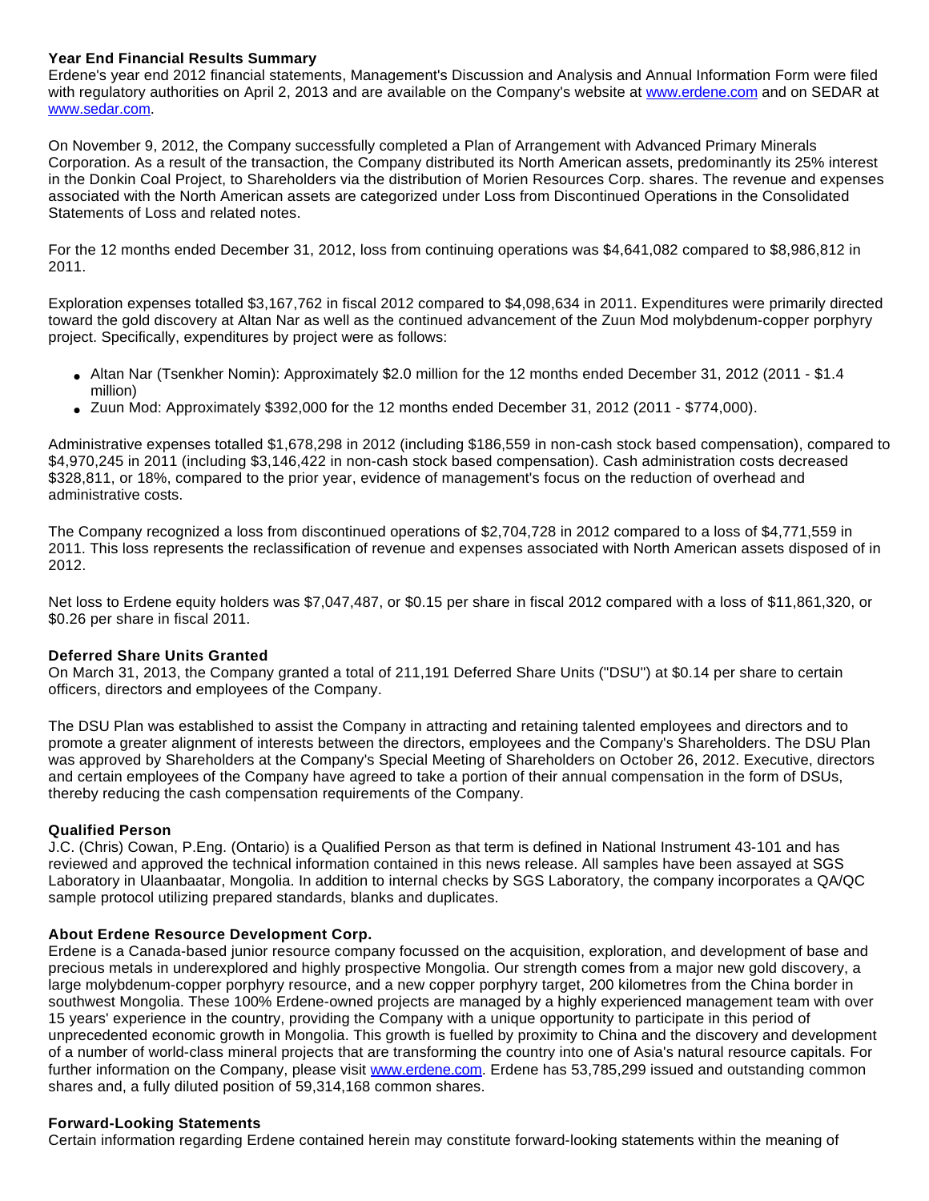**Year End Financial Results Summary**
Erdene's year end 2012 financial statements, Management's Discussion and Analysis and Annual Information Form were filed with regulatory authorities on April 2, 2013 and are available on the Company's website at www.erdene.com and on SEDAR at www.sedar.com.

On November 9, 2012, the Company successfully completed a Plan of Arrangement with Advanced Primary Minerals Corporation. As a result of the transaction, the Company distributed its North American assets, predominantly its 25% interest in the Donkin Coal Project, to Shareholders via the distribution of Morien Resources Corp. shares. The revenue and expenses associated with the North American assets are categorized under Loss from Discontinued Operations in the Consolidated Statements of Loss and related notes.

For the 12 months ended December 31, 2012, loss from continuing operations was $4,641,082 compared to $8,986,812 in 2011.

Exploration expenses totalled $3,167,762 in fiscal 2012 compared to $4,098,634 in 2011. Expenditures were primarily directed toward the gold discovery at Altan Nar as well as the continued advancement of the Zuun Mod molybdenum-copper porphyry project. Specifically, expenditures by project were as follows:

- Altan Nar (Tsenkher Nomin): Approximately $2.0 million for the 12 months ended December 31, 2012 (2011 - $1.4 million)
- Zuun Mod: Approximately $392,000 for the 12 months ended December 31, 2012 (2011 - $774,000).

Administrative expenses totalled $1,678,298 in 2012 (including $186,559 in non-cash stock based compensation), compared to $4,970,245 in 2011 (including $3,146,422 in non-cash stock based compensation). Cash administration costs decreased $328,811, or 18%, compared to the prior year, evidence of management's focus on the reduction of overhead and administrative costs.

The Company recognized a loss from discontinued operations of $2,704,728 in 2012 compared to a loss of $4,771,559 in 2011. This loss represents the reclassification of revenue and expenses associated with North American assets disposed of in 2012.

Net loss to Erdene equity holders was $7,047,487, or $0.15 per share in fiscal 2012 compared with a loss of $11,861,320, or $0.26 per share in fiscal 2011.

**Deferred Share Units Granted**
On March 31, 2013, the Company granted a total of 211,191 Deferred Share Units ("DSU") at $0.14 per share to certain officers, directors and employees of the Company.

The DSU Plan was established to assist the Company in attracting and retaining talented employees and directors and to promote a greater alignment of interests between the directors, employees and the Company's Shareholders. The DSU Plan was approved by Shareholders at the Company's Special Meeting of Shareholders on October 26, 2012. Executive, directors and certain employees of the Company have agreed to take a portion of their annual compensation in the form of DSUs, thereby reducing the cash compensation requirements of the Company.

**Qualified Person**
J.C. (Chris) Cowan, P.Eng. (Ontario) is a Qualified Person as that term is defined in National Instrument 43-101 and has reviewed and approved the technical information contained in this news release. All samples have been assayed at SGS Laboratory in Ulaanbaatar, Mongolia. In addition to internal checks by SGS Laboratory, the company incorporates a QA/QC sample protocol utilizing prepared standards, blanks and duplicates.

**About Erdene Resource Development Corp.**
Erdene is a Canada-based junior resource company focussed on the acquisition, exploration, and development of base and precious metals in underexplored and highly prospective Mongolia. Our strength comes from a major new gold discovery, a large molybdenum-copper porphyry resource, and a new copper porphyry target, 200 kilometres from the China border in southwest Mongolia. These 100% Erdene-owned projects are managed by a highly experienced management team with over 15 years' experience in the country, providing the Company with a unique opportunity to participate in this period of unprecedented economic growth in Mongolia. This growth is fuelled by proximity to China and the discovery and development of a number of world-class mineral projects that are transforming the country into one of Asia's natural resource capitals. For further information on the Company, please visit www.erdene.com. Erdene has 53,785,299 issued and outstanding common shares and, a fully diluted position of 59,314,168 common shares.

**Forward-Looking Statements**
Certain information regarding Erdene contained herein may constitute forward-looking statements within the meaning of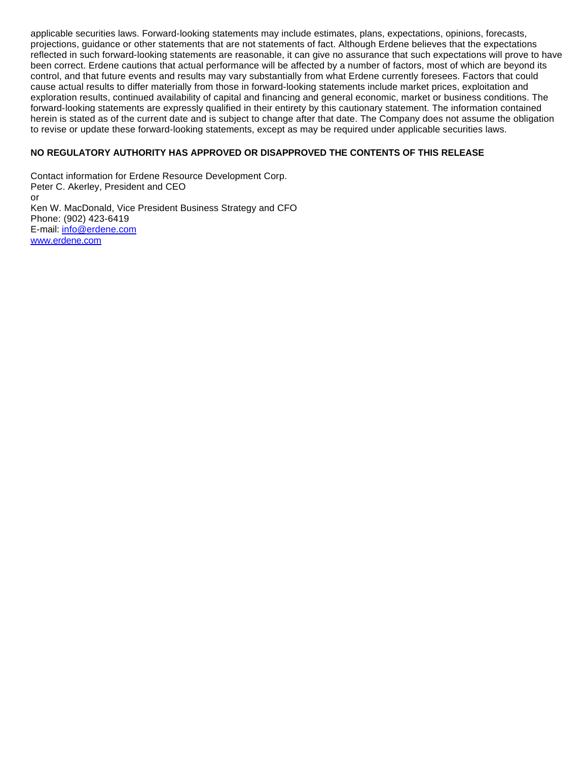applicable securities laws. Forward-looking statements may include estimates, plans, expectations, opinions, forecasts, projections, guidance or other statements that are not statements of fact. Although Erdene believes that the expectations reflected in such forward-looking statements are reasonable, it can give no assurance that such expectations will prove to have been correct. Erdene cautions that actual performance will be affected by a number of factors, most of which are beyond its control, and that future events and results may vary substantially from what Erdene currently foresees. Factors that could cause actual results to differ materially from those in forward-looking statements include market prices, exploitation and exploration results, continued availability of capital and financing and general economic, market or business conditions. The forward-looking statements are expressly qualified in their entirety by this cautionary statement. The information contained herein is stated as of the current date and is subject to change after that date. The Company does not assume the obligation to revise or update these forward-looking statements, except as may be required under applicable securities laws.

**NO REGULATORY AUTHORITY HAS APPROVED OR DISAPPROVED THE CONTENTS OF THIS RELEASE**

Contact information for Erdene Resource Development Corp.
Peter C. Akerley, President and CEO
or
Ken W. MacDonald, Vice President Business Strategy and CFO
Phone: (902) 423-6419
E-mail: info@erdene.com
www.erdene.com